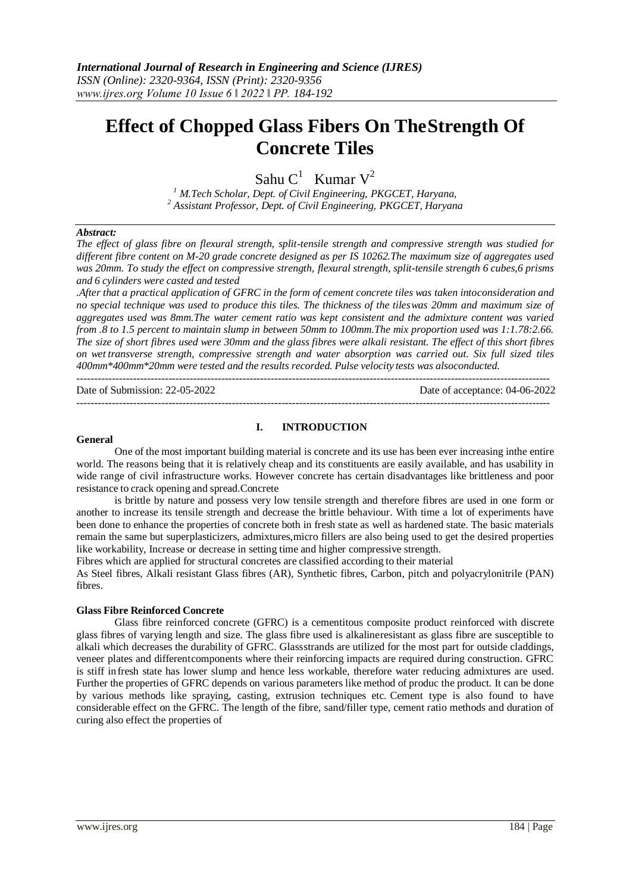# Effect of Chopped Glass Fibers On TheStrength Of Concrete Tiles

Sahu C[1] Kumar V[2]

[1] M.Tech Scholar, Dept. of Civil Engineering, PKGCET, Haryana,
[2] Assistant Professor, Dept. of Civil Engineering, PKGCET, Haryana

***Abstract:***

*The effect of glass fibre on flexural strength, split-tensile strength and compressive strength was studied for different fibre content on M-20 grade concrete designed as per IS 10262.The maximum size of aggregates used was 20mm. To study the effect on compressive strength, flexural strength, split-tensile strength 6 cubes,6 prisms and 6 cylinders were casted and tested*

*.After that a practical application of GFRC in the form of cement concrete tiles was taken intoconsideration and no special technique was used to produce this tiles. The thickness of the tileswas 20mm and maximum size of aggregates used was 8mm.The water cement ratio was kept consistent and the admixture content was varied from .8 to 1.5 percent to maintain slump in between 50mm to 100mm.The mix proportion used was 1:1.78:2.66. The size of short fibres used were 30mm and the glass fibres were alkali resistant. The effect of this short fibres on wet transverse strength, compressive strength and water absorption was carried out. Six full sized tiles 400mm*400mm*20mm were tested and the results recorded. Pulse velocity tests was alsoconducted.*

---

Date of Submission: 22-05-2022 Date of acceptance: 04-06-2022

---

## I. INTRODUCTION

### General

One of the most important building material is concrete and its use has been ever increasing inthe entire world. The reasons being that it is relatively cheap and its constituents are easily available, and has usability in wide range of civil infrastructure works. However concrete has certain disadvantages like brittleness and poor resistance to crack opening and spread.Concrete

is brittle by nature and possess very low tensile strength and therefore fibres are used in one form or another to increase its tensile strength and decrease the brittle behaviour. With time a lot of experiments have been done to enhance the properties of concrete both in fresh state as well as hardened state. The basic materials remain the same but superplasticizers, admixtures,micro fillers are also being used to get the desired properties like workability, Increase or decrease in setting time and higher compressive strength.

Fibres which are applied for structural concretes are classified according to their material

As Steel fibres, Alkali resistant Glass fibres (AR), Synthetic fibres, Carbon, pitch and polyacrylonitrile (PAN) fibres.

### Glass Fibre Reinforced Concrete

Glass fibre reinforced concrete (GFRC) is a cementitous composite product reinforced with discrete glass fibres of varying length and size. The glass fibre used is alkalineresistant as glass fibre are susceptible to alkali which decreases the durability of GFRC. Glassstrands are utilized for the most part for outside claddings, veneer plates and differentcomponents where their reinforcing impacts are required during construction. GFRC is stiff infresh state has lower slump and hence less workable, therefore water reducing admixtures are used. Further the properties of GFRC depends on various parameters like method of produc the product. It can be done by various methods like spraying, casting, extrusion techniques etc. Cement type is also found to have considerable effect on the GFRC. The length of the fibre, sand/filler type, cement ratio methods and duration of curing also effect the properties of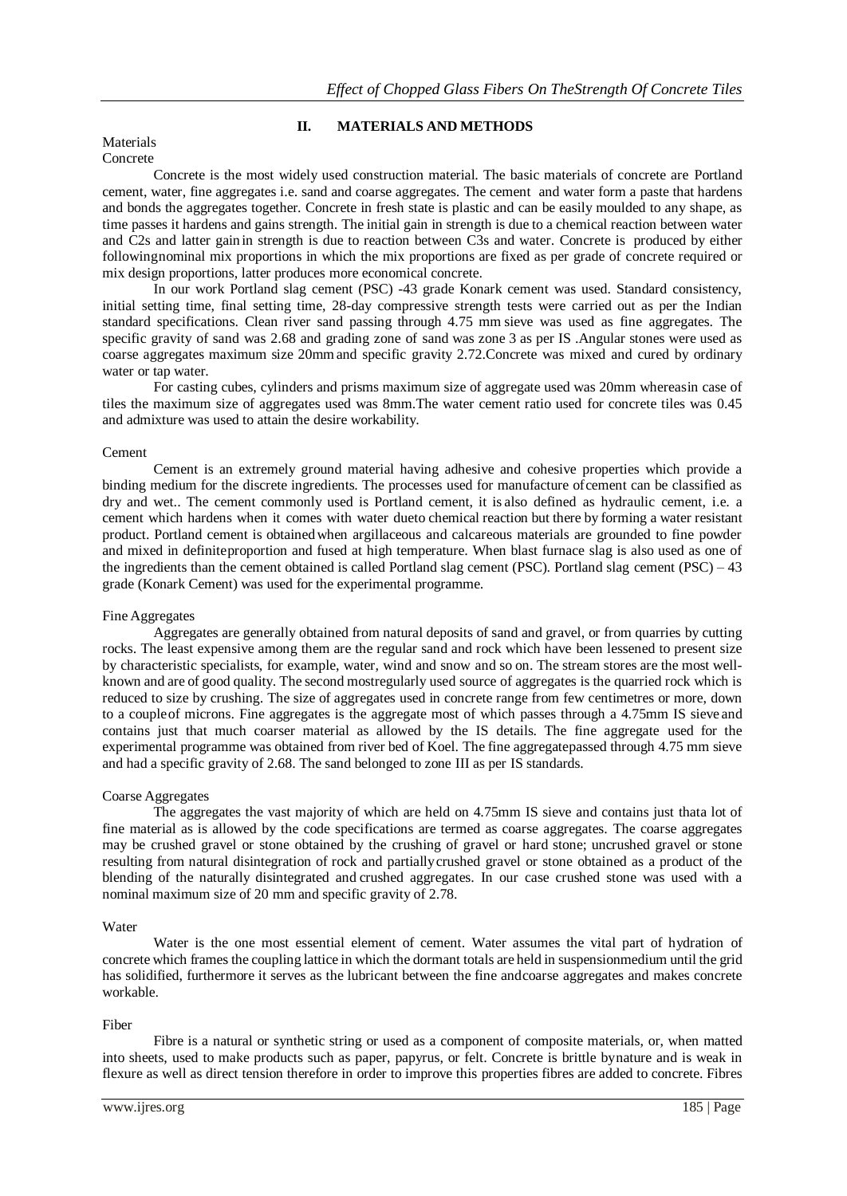## II. MATERIALS AND METHODS

### Materials

#### Concrete

Concrete is the most widely used construction material. The basic materials of concrete are Portland cement, water, fine aggregates i.e. sand and coarse aggregates. The cement and water form a paste that hardens and bonds the aggregates together. Concrete in fresh state is plastic and can be easily moulded to any shape, as time passes it hardens and gains strength. The initial gain in strength is due to a chemical reaction between water and C2s and latter gain in strength is due to reaction between C3s and water. Concrete is produced by either following nominal mix proportions in which the mix proportions are fixed as per grade of concrete required or mix design proportions, latter produces more economical concrete.

In our work Portland slag cement (PSC) -43 grade Konark cement was used. Standard consistency, initial setting time, final setting time, 28-day compressive strength tests were carried out as per the Indian standard specifications. Clean river sand passing through 4.75 mm sieve was used as fine aggregates. The specific gravity of sand was 2.68 and grading zone of sand was zone 3 as per IS .Angular stones were used as coarse aggregates maximum size 20mm and specific gravity 2.72.Concrete was mixed and cured by ordinary water or tap water.

For casting cubes, cylinders and prisms maximum size of aggregate used was 20mm whereas in case of tiles the maximum size of aggregates used was 8mm.The water cement ratio used for concrete tiles was 0.45 and admixture was used to attain the desire workability.

#### Cement

Cement is an extremely ground material having adhesive and cohesive properties which provide a binding medium for the discrete ingredients. The processes used for manufacture of cement can be classified as dry and wet.. The cement commonly used is Portland cement, it is also defined as hydraulic cement, i.e. a cement which hardens when it comes with water due to chemical reaction but there by forming a water resistant product. Portland cement is obtained when argillaceous and calcareous materials are grounded to fine powder and mixed in definite proportion and fused at high temperature. When blast furnace slag is also used as one of the ingredients than the cement obtained is called Portland slag cement (PSC). Portland slag cement (PSC) – 43 grade (Konark Cement) was used for the experimental programme.

#### Fine Aggregates

Aggregates are generally obtained from natural deposits of sand and gravel, or from quarries by cutting rocks. The least expensive among them are the regular sand and rock which have been lessened to present size by characteristic specialists, for example, water, wind and snow and so on. The stream stores are the most well-known and are of good quality. The second most regularly used source of aggregates is the quarried rock which is reduced to size by crushing. The size of aggregates used in concrete range from few centimetres or more, down to a couple of microns. Fine aggregates is the aggregate most of which passes through a 4.75mm IS sieve and contains just that much coarser material as allowed by the IS details. The fine aggregate used for the experimental programme was obtained from river bed of Koel. The fine aggregate passed through 4.75 mm sieve and had a specific gravity of 2.68. The sand belonged to zone III as per IS standards.

#### Coarse Aggregates

The aggregates the vast majority of which are held on 4.75mm IS sieve and contains just that a lot of fine material as is allowed by the code specifications are termed as coarse aggregates. The coarse aggregates may be crushed gravel or stone obtained by the crushing of gravel or hard stone; uncrushed gravel or stone resulting from natural disintegration of rock and partially crushed gravel or stone obtained as a product of the blending of the naturally disintegrated and crushed aggregates. In our case crushed stone was used with a nominal maximum size of 20 mm and specific gravity of 2.78.

#### Water

Water is the one most essential element of cement. Water assumes the vital part of hydration of concrete which frames the coupling lattice in which the dormant totals are held in suspension medium until the grid has solidified, furthermore it serves as the lubricant between the fine and coarse aggregates and makes concrete workable.

#### Fiber

Fibre is a natural or synthetic string or used as a component of composite materials, or, when matted into sheets, used to make products such as paper, papyrus, or felt. Concrete is brittle by nature and is weak in flexure as well as direct tension therefore in order to improve this properties fibres are added to concrete. Fibres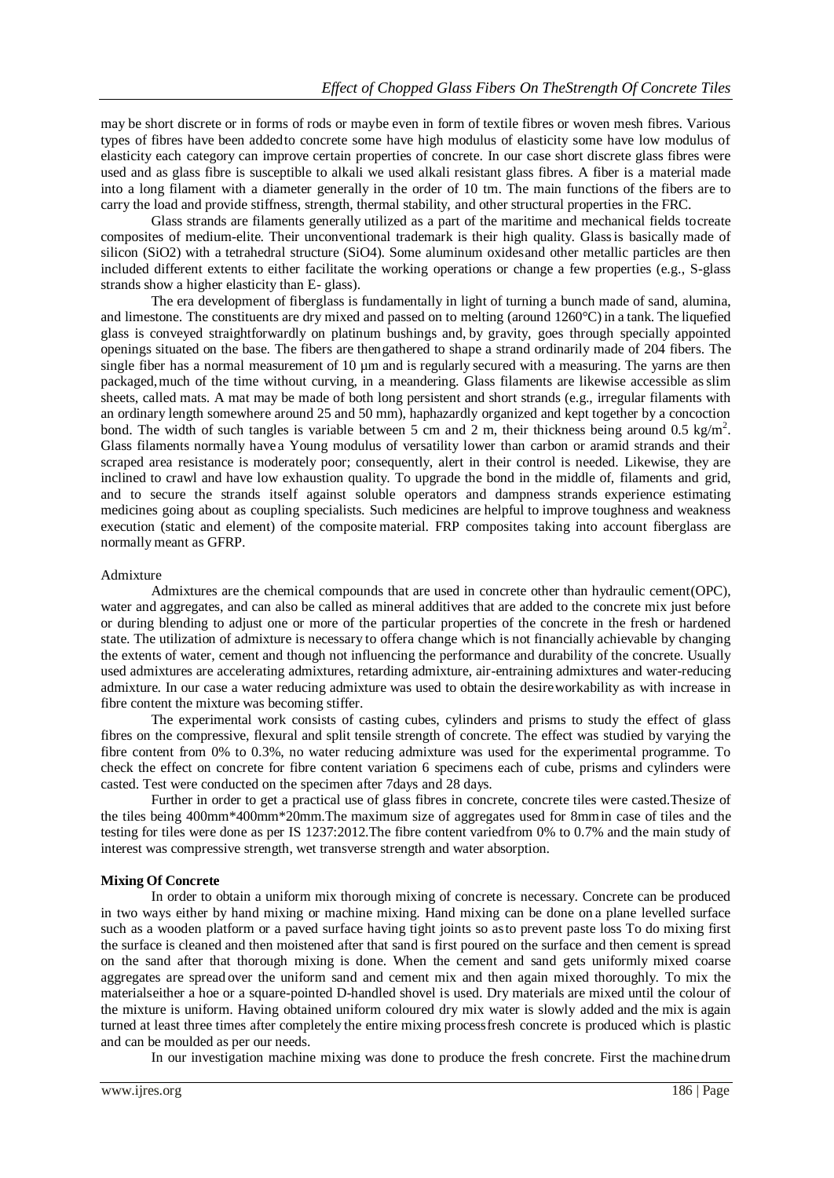may be short discrete or in forms of rods or maybe even in form of textile fibres or woven mesh fibres. Various types of fibres have been addedto concrete some have high modulus of elasticity some have low modulus of elasticity each category can improve certain properties of concrete. In our case short discrete glass fibres were used and as glass fibre is susceptible to alkali we used alkali resistant glass fibres. A fiber is a material made into a long filament with a diameter generally in the order of 10 tm. The main functions of the fibers are to carry the load and provide stiffness, strength, thermal stability, and other structural properties in the FRC.

Glass strands are filaments generally utilized as a part of the maritime and mechanical fields tocreate composites of medium-elite. Their unconventional trademark is their high quality. Glassis basically made of silicon ($SiO_2$) with a tetrahedral structure ($SiO_4$). Some aluminum oxidesand other metallic particles are then included different extents to either facilitate the working operations or change a few properties (e.g., S-glass strands show a higher elasticity than E- glass).

The era development of fiberglass is fundamentally in light of turning a bunch made of sand, alumina, and limestone. The constituents are dry mixed and passed on to melting (around 1260°C) in a tank. The liquefied glass is conveyed straightforwardly on platinum bushings and, by gravity, goes through specially appointed openings situated on the base. The fibers are thengathered to shape a strand ordinarily made of 204 fibers. The single fiber has a normal measurement of 10 μm and is regularly secured with a measuring. The yarns are then packaged, much of the time without curving, in a meandering. Glass filaments are likewise accessible as slim sheets, called mats. A mat may be made of both long persistent and short strands (e.g., irregular filaments with an ordinary length somewhere around 25 and 50 mm), haphazardly organized and kept together by a concoction bond. The width of such tangles is variable between 5 cm and 2 m, their thickness being around 0.5 $kg/m^2$. Glass filaments normally have a Young modulus of versatility lower than carbon or aramid strands and their scraped area resistance is moderately poor; consequently, alert in their control is needed. Likewise, they are inclined to crawl and have low exhaustion quality. To upgrade the bond in the middle of, filaments and grid, and to secure the strands itself against soluble operators and dampness strands experience estimating medicines going about as coupling specialists. Such medicines are helpful to improve toughness and weakness execution (static and element) of the composite material. FRP composites taking into account fiberglass are normally meant as GFRP.

Admixture

Admixtures are the chemical compounds that are used in concrete other than hydraulic cement(OPC), water and aggregates, and can also be called as mineral additives that are added to the concrete mix just before or during blending to adjust one or more of the particular properties of the concrete in the fresh or hardened state. The utilization of admixture is necessary to offera change which is not financially achievable by changing the extents of water, cement and though not influencing the performance and durability of the concrete. Usually used admixtures are accelerating admixtures, retarding admixture, air-entraining admixtures and water-reducing admixture. In our case a water reducing admixture was used to obtain the desireworkability as with increase in fibre content the mixture was becoming stiffer.

The experimental work consists of casting cubes, cylinders and prisms to study the effect of glass fibres on the compressive, flexural and split tensile strength of concrete. The effect was studied by varying the fibre content from 0% to 0.3%, no water reducing admixture was used for the experimental programme. To check the effect on concrete for fibre content variation 6 specimens each of cube, prisms and cylinders were casted. Test were conducted on the specimen after 7days and 28 days.

Further in order to get a practical use of glass fibres in concrete, concrete tiles were casted.Thesize of the tiles being 400mm*400mm*20mm.The maximum size of aggregates used for 8mmin case of tiles and the testing for tiles were done as per IS 1237:2012.The fibre content variedfrom 0% to 0.7% and the main study of interest was compressive strength, wet transverse strength and water absorption.

**Mixing Of Concrete**

In order to obtain a uniform mix thorough mixing of concrete is necessary. Concrete can be produced in two ways either by hand mixing or machine mixing. Hand mixing can be done on a plane levelled surface such as a wooden platform or a paved surface having tight joints so asto prevent paste loss To do mixing first the surface is cleaned and then moistened after that sand is first poured on the surface and then cement is spread on the sand after that thorough mixing is done. When the cement and sand gets uniformly mixed coarse aggregates are spread over the uniform sand and cement mix and then again mixed thoroughly. To mix the materialseither a hoe or a square-pointed D-handled shovel is used. Dry materials are mixed until the colour of the mixture is uniform. Having obtained uniform coloured dry mix water is slowly added and the mix is again turned at least three times after completely the entire mixing processfresh concrete is produced which is plastic and can be moulded as per our needs.

In our investigation machine mixing was done to produce the fresh concrete. First the machinedrum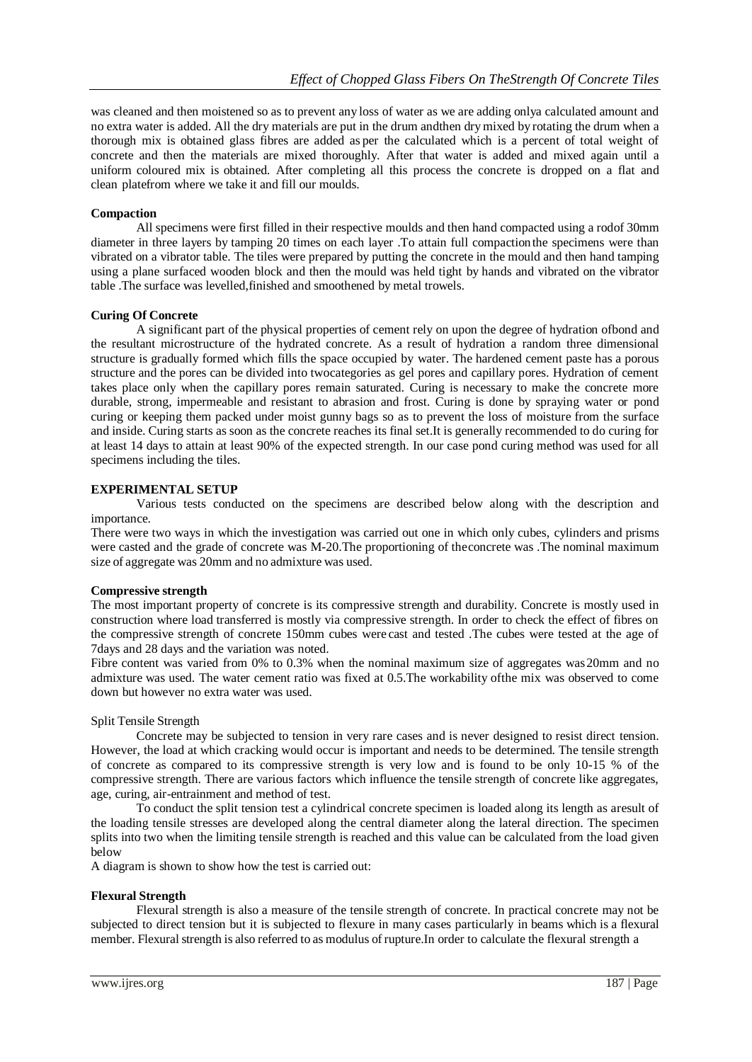was cleaned and then moistened so as to prevent any loss of water as we are adding onlya calculated amount and no extra water is added. All the dry materials are put in the drum andthen dry mixed by rotating the drum when a thorough mix is obtained glass fibres are added as per the calculated which is a percent of total weight of concrete and then the materials are mixed thoroughly. After that water is added and mixed again until a uniform coloured mix is obtained. After completing all this process the concrete is dropped on a flat and clean platefrom where we take it and fill our moulds.

**Compaction**

All specimens were first filled in their respective moulds and then hand compacted using a rodof 30mm diameter in three layers by tamping 20 times on each layer .To attain full compactionthe specimens were than vibrated on a vibrator table. The tiles were prepared by putting the concrete in the mould and then hand tamping using a plane surfaced wooden block and then the mould was held tight by hands and vibrated on the vibrator table .The surface was levelled,finished and smoothened by metal trowels.

**Curing Of Concrete**

A significant part of the physical properties of cement rely on upon the degree of hydration ofbond and the resultant microstructure of the hydrated concrete. As a result of hydration a random three dimensional structure is gradually formed which fills the space occupied by water. The hardened cement paste has a porous structure and the pores can be divided into twocategories as gel pores and capillary pores. Hydration of cement takes place only when the capillary pores remain saturated. Curing is necessary to make the concrete more durable, strong, impermeable and resistant to abrasion and frost. Curing is done by spraying water or pond curing or keeping them packed under moist gunny bags so as to prevent the loss of moisture from the surface and inside. Curing starts as soon as the concrete reaches its final set.It is generally recommended to do curing for at least 14 days to attain at least 90% of the expected strength. In our case pond curing method was used for all specimens including the tiles.

**EXPERIMENTAL SETUP**

Various tests conducted on the specimens are described below along with the description and importance.

There were two ways in which the investigation was carried out one in which only cubes, cylinders and prisms were casted and the grade of concrete was M-20.The proportioning of theconcrete was .The nominal maximum size of aggregate was 20mm and no admixture was used.

**Compressive strength**

The most important property of concrete is its compressive strength and durability. Concrete is mostly used in construction where load transferred is mostly via compressive strength. In order to check the effect of fibres on the compressive strength of concrete 150mm cubes were cast and tested .The cubes were tested at the age of 7days and 28 days and the variation was noted.

Fibre content was varied from 0% to 0.3% when the nominal maximum size of aggregates was20mm and no admixture was used. The water cement ratio was fixed at 0.5.The workability ofthe mix was observed to come down but however no extra water was used.

Split Tensile Strength

Concrete may be subjected to tension in very rare cases and is never designed to resist direct tension. However, the load at which cracking would occur is important and needs to be determined. The tensile strength of concrete as compared to its compressive strength is very low and is found to be only 10-15 % of the compressive strength. There are various factors which influence the tensile strength of concrete like aggregates, age, curing, air-entrainment and method of test.

To conduct the split tension test a cylindrical concrete specimen is loaded along its length as aresult of the loading tensile stresses are developed along the central diameter along the lateral direction. The specimen splits into two when the limiting tensile strength is reached and this value can be calculated from the load given below

A diagram is shown to show how the test is carried out:

**Flexural Strength**

Flexural strength is also a measure of the tensile strength of concrete. In practical concrete may not be subjected to direct tension but it is subjected to flexure in many cases particularly in beams which is a flexural member. Flexural strength is also referred to as modulus of rupture.In order to calculate the flexural strength a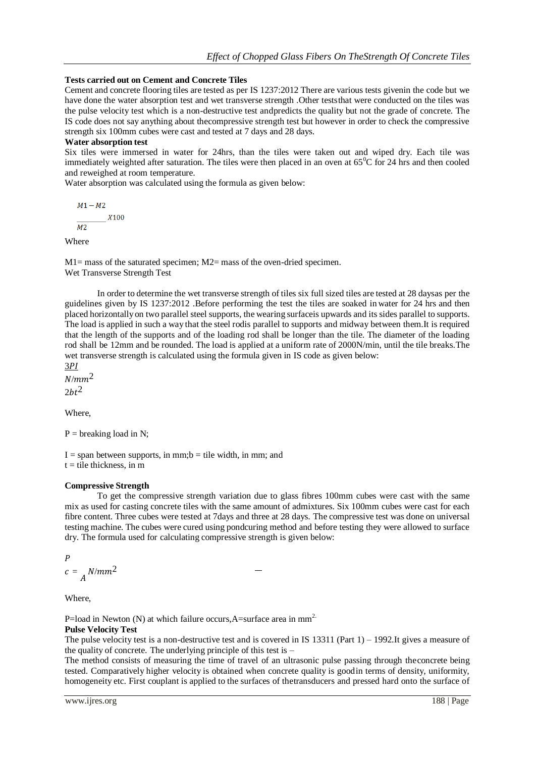**Tests carried out on Cement and Concrete Tiles**

Cement and concrete flooring tiles are tested as per IS 1237:2012 There are various tests givenin the code but we have done the water absorption test and wet transverse strength .Other teststhat were conducted on the tiles was the pulse velocity test which is a non-destructive test andpredicts the quality but not the grade of concrete. The IS code does not say anything about thecompressive strength test but however in order to check the compressive strength six 100mm cubes were cast and tested at 7 days and 28 days.

**Water absorption test**

Six tiles were immersed in water for 24hrs, than the tiles were taken out and wiped dry. Each tile was immediately weighted after saturation. The tiles were then placed in an oven at 65$^0$C for 24 hrs and then cooled and reweighed at room temperature.

Water absorption was calculated using the formula as given below:

$$\frac{M1 - M2}{M2} X100$$

Where

M1= mass of the saturated specimen; M2= mass of the oven-dried specimen.

Wet Transverse Strength Test

In order to determine the wet transverse strength of tiles six full sized tiles are tested at 28 daysas per the guidelines given by IS 1237:2012 .Before performing the test the tiles are soaked in water for 24 hrs and then placed horizontally on two parallel steel supports, the wearing surfaceis upwards and its sides parallel to supports. The load is applied in such a way that the steel rodis parallel to supports and midway between them.It is required that the length of the supports and of the loading rod shall be longer than the tile. The diameter of the loading rod shall be 12mm and be rounded. The load is applied at a uniform rate of 2000N/min, until the tile breaks.The wet transverse strength is calculated using the formula given in IS code as given below:

$$\frac{3PI}{2bt^2} N/mm^2$$

Where,

P = breaking load in N;

I = span between supports, in mm;b = tile width, in mm; and

t = tile thickness, in m

**Compressive Strength**

To get the compressive strength variation due to glass fibres 100mm cubes were cast with the same mix as used for casting concrete tiles with the same amount of admixtures. Six 100mm cubes were cast for each fibre content. Three cubes were tested at 7days and three at 28 days. The compressive test was done on universal testing machine. The cubes were cured using pondcuring method and before testing they were allowed to surface dry. The formula used for calculating compressive strength is given below:

$$c = \frac{P}{A} N/mm^2$$

Where,

P=load in Newton (N) at which failure occurs,A=surface area in mm$^2$.

**Pulse Velocity Test**

The pulse velocity test is a non-destructive test and is covered in IS 13311 (Part 1) – 1992.It gives a measure of the quality of concrete. The underlying principle of this test is –

The method consists of measuring the time of travel of an ultrasonic pulse passing through theconcrete being tested. Comparatively higher velocity is obtained when concrete quality is goodin terms of density, uniformity, homogeneity etc. First couplant is applied to the surfaces of thetransducers and pressed hard onto the surface of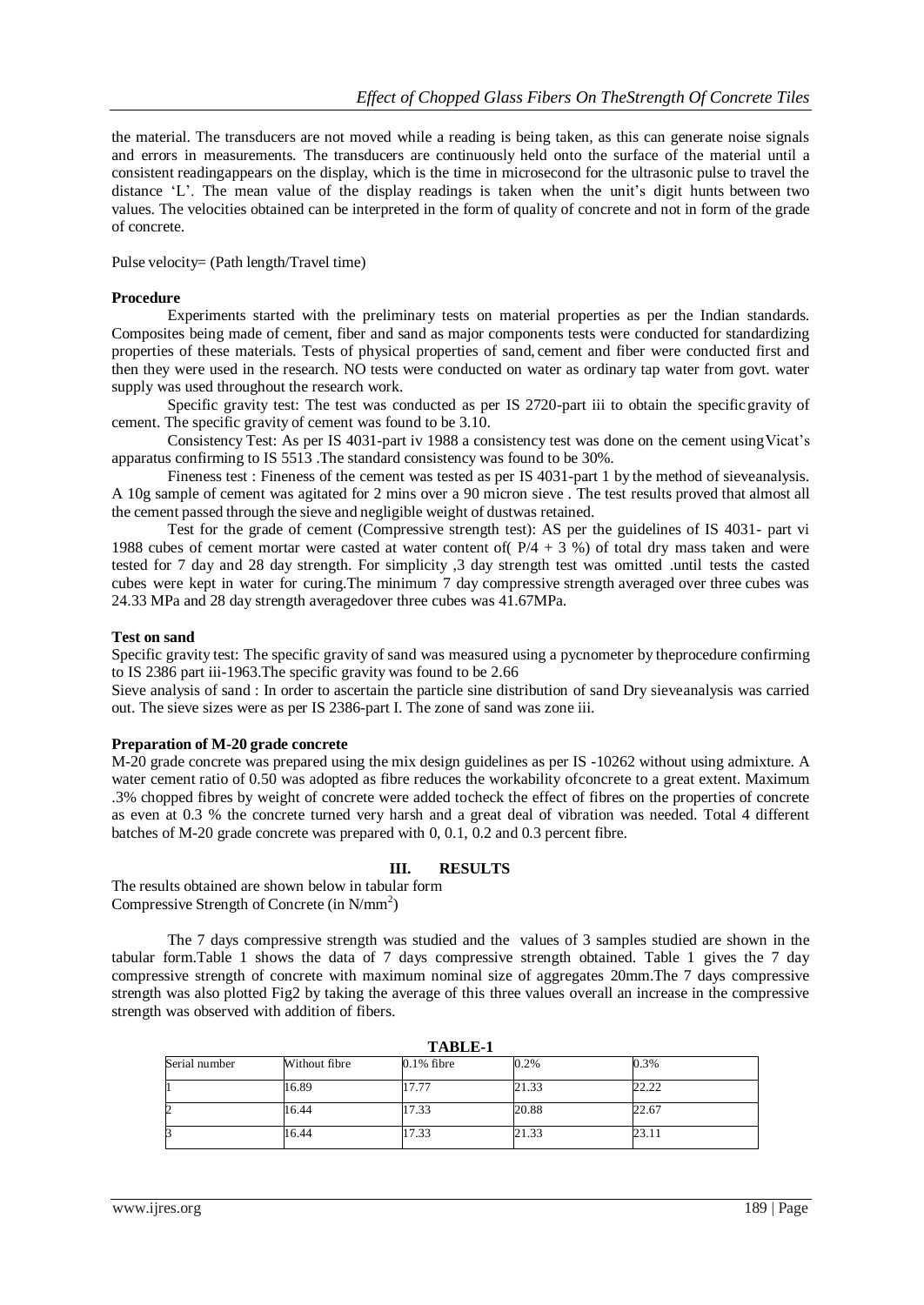the material. The transducers are not moved while a reading is being taken, as this can generate noise signals and errors in measurements. The transducers are continuously held onto the surface of the material until a consistent readingappears on the display, which is the time in microsecond for the ultrasonic pulse to travel the distance 'L'. The mean value of the display readings is taken when the unit's digit hunts between two values. The velocities obtained can be interpreted in the form of quality of concrete and not in form of the grade of concrete.

Pulse velocity= (Path length/Travel time)

**Procedure**

Experiments started with the preliminary tests on material properties as per the Indian standards. Composites being made of cement, fiber and sand as major components tests were conducted for standardizing properties of these materials. Tests of physical properties of sand, cement and fiber were conducted first and then they were used in the research. NO tests were conducted on water as ordinary tap water from govt. water supply was used throughout the research work.

Specific gravity test: The test was conducted as per IS 2720-part iii to obtain the specific gravity of cement. The specific gravity of cement was found to be 3.10.

Consistency Test: As per IS 4031-part iv 1988 a consistency test was done on the cement usingVicat's apparatus confirming to IS 5513 .The standard consistency was found to be 30%.

Fineness test : Fineness of the cement was tested as per IS 4031-part 1 by the method of sieveanalysis. A 10g sample of cement was agitated for 2 mins over a 90 micron sieve . The test results proved that almost all the cement passed through the sieve and negligible weight of dustwas retained.

Test for the grade of cement (Compressive strength test): AS per the guidelines of IS 4031- part vi 1988 cubes of cement mortar were casted at water content of( $P/4 + 3$ %) of total dry mass taken and were tested for 7 day and 28 day strength. For simplicity ,3 day strength test was omitted .until tests the casted cubes were kept in water for curing.The minimum 7 day compressive strength averaged over three cubes was 24.33 MPa and 28 day strength averagedover three cubes was 41.67MPa.

**Test on sand**

Specific gravity test: The specific gravity of sand was measured using a pycnometer by theprocedure confirming to IS 2386 part iii-1963.The specific gravity was found to be 2.66

Sieve analysis of sand : In order to ascertain the particle sine distribution of sand Dry sieveanalysis was carried out. The sieve sizes were as per IS 2386-part I. The zone of sand was zone iii.

**Preparation of M-20 grade concrete**

M-20 grade concrete was prepared using the mix design guidelines as per IS -10262 without using admixture. A water cement ratio of 0.50 was adopted as fibre reduces the workability ofconcrete to a great extent. Maximum .3% chopped fibres by weight of concrete were added tocheck the effect of fibres on the properties of concrete as even at 0.3 % the concrete turned very harsh and a great deal of vibration was needed. Total 4 different batches of M-20 grade concrete was prepared with 0, 0.1, 0.2 and 0.3 percent fibre.

## III. RESULTS

The results obtained are shown below in tabular form

Compressive Strength of Concrete (in $N/mm^2$)

The 7 days compressive strength was studied and the values of 3 samples studied are shown in the tabular form.Table 1 shows the data of 7 days compressive strength obtained. Table 1 gives the 7 day compressive strength of concrete with maximum nominal size of aggregates 20mm.The 7 days compressive strength was also plotted Fig2 by taking the average of this three values overall an increase in the compressive strength was observed with addition of fibers.

**TABLE-1**

| Serial number | Without fibre | 0.1% fibre | 0.2% | 0.3% |
|---|---|---|---|---|
| 1 | 16.89 | 17.77 | 21.33 | 22.22 |
| 2 | 16.44 | 17.33 | 20.88 | 22.67 |
| 3 | 16.44 | 17.33 | 21.33 | 23.11 |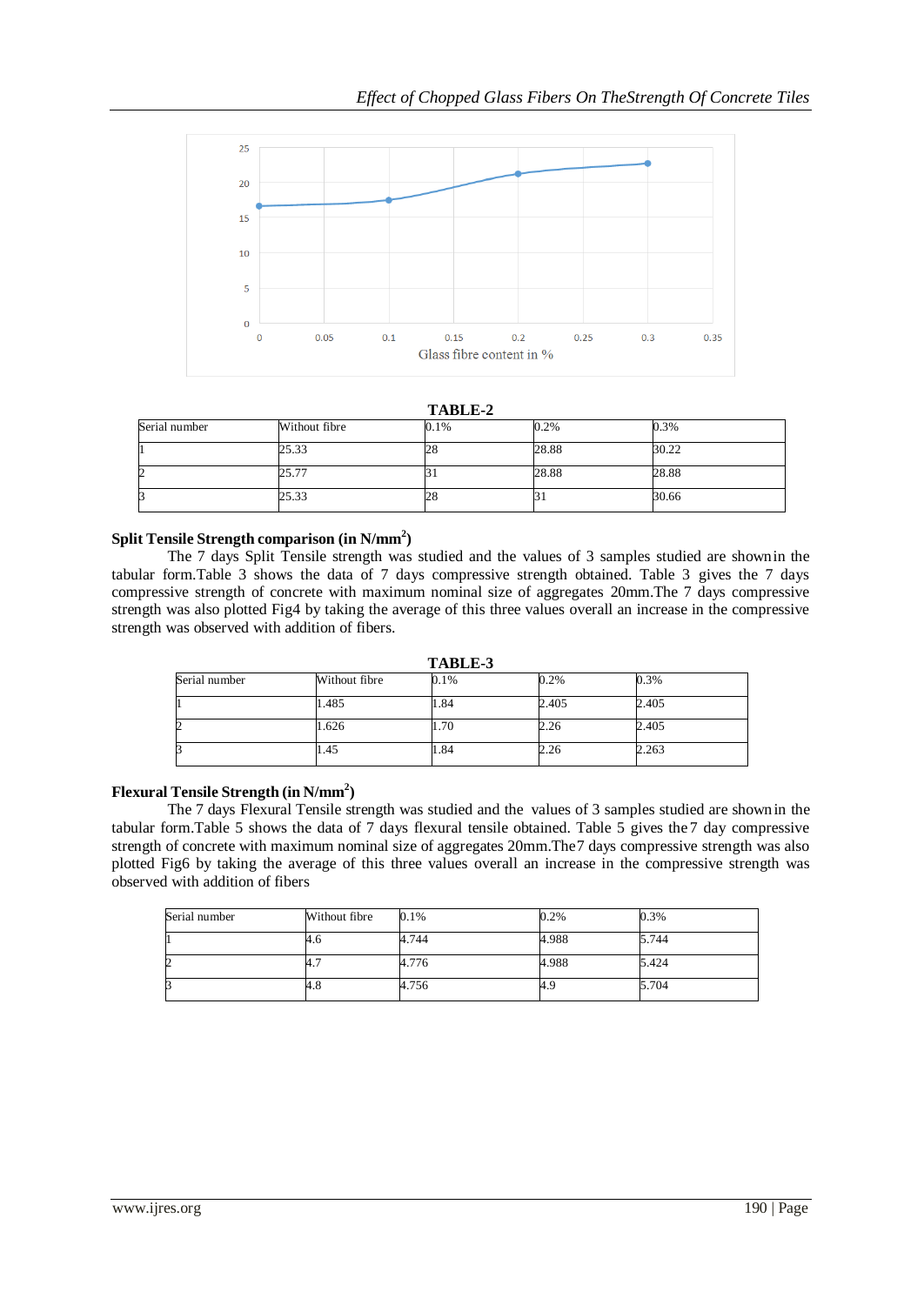**TABLE-2**

| Serial number | Without fibre | 0.1% | 0.2% | 0.3% |
|---|---|---|---|---|
| 1 | 25.33 | 28 | 28.88 | 30.22 |
| 2 | 25.77 | 31 | 28.88 | 28.88 |
| 3 | 25.33 | 28 | 31 | 30.66 |

**Split Tensile Strength comparison (in N/mm$^2$)**

The 7 days Split Tensile strength was studied and the values of 3 samples studied are shownin the tabular form.Table 3 shows the data of 7 days compressive strength obtained. Table 3 gives the 7 days compressive strength of concrete with maximum nominal size of aggregates 20mm.The 7 days compressive strength was also plotted Fig4 by taking the average of this three values overall an increase in the compressive strength was observed with addition of fibers.

**TABLE-3**

| Serial number | Without fibre | 0.1% | 0.2% | 0.3% |
|---|---|---|---|---|
| 1 | 1.485 | 1.84 | 2.405 | 2.405 |
| 2 | 1.626 | 1.70 | 2.26 | 2.405 |
| 3 | 1.45 | 1.84 | 2.26 | 2.263 |

**Flexural Tensile Strength (in N/mm$^2$)**

The 7 days Flexural Tensile strength was studied and the values of 3 samples studied are shownin the tabular form.Table 5 shows the data of 7 days flexural tensile obtained. Table 5 gives the7 day compressive strength of concrete with maximum nominal size of aggregates 20mm.The7 days compressive strength was also plotted Fig6 by taking the average of this three values overall an increase in the compressive strength was observed with addition of fibers

| Serial number | Without fibre | 0.1% | 0.2% | 0.3% |
|---|---|---|---|---|
| 1 | 4.6 | 4.744 | 4.988 | 5.744 |
| 2 | 4.7 | 4.776 | 4.988 | 5.424 |
| 3 | 4.8 | 4.756 | 4.9 | 5.704 |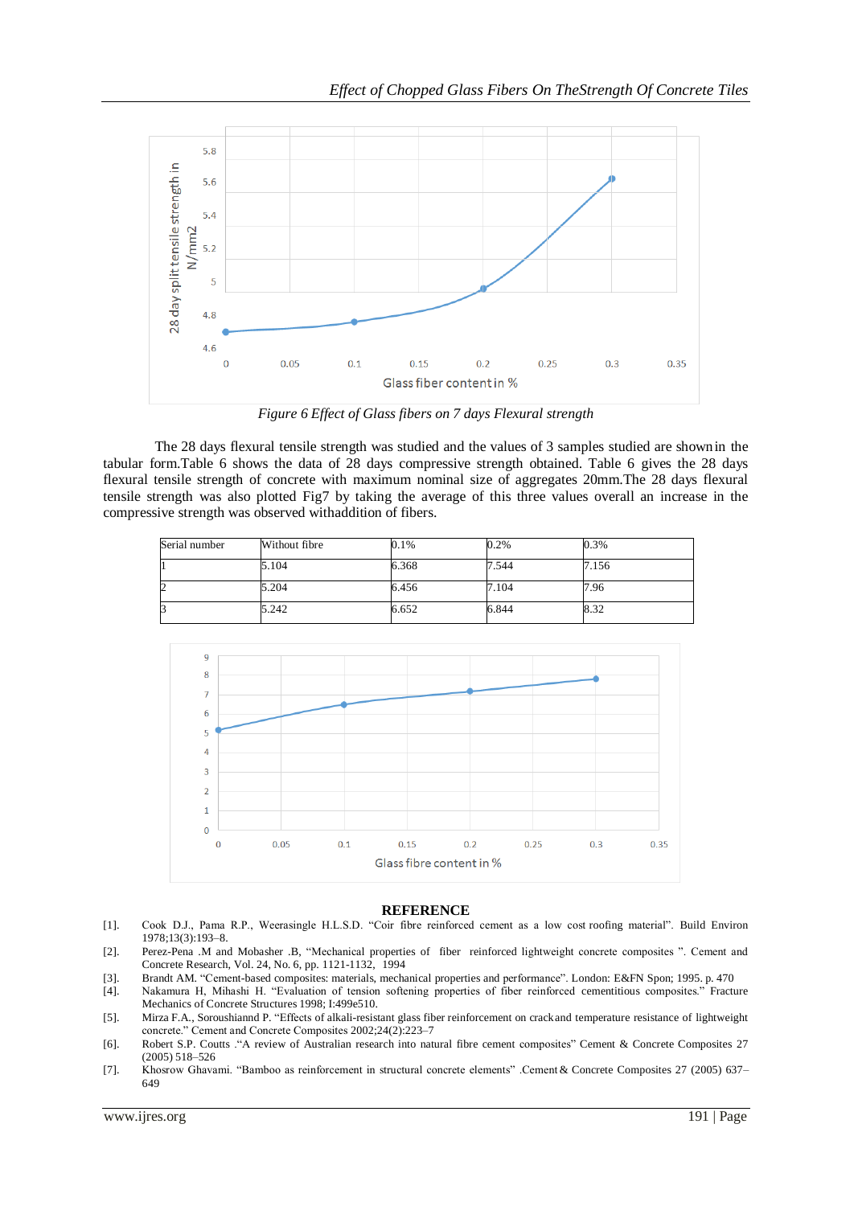*Figure 6 Effect of Glass fibers on 7 days Flexural strength*

The 28 days flexural tensile strength was studied and the values of 3 samples studied are shownin the tabular form.Table 6 shows the data of 28 days compressive strength obtained. Table 6 gives the 28 days flexural tensile strength of concrete with maximum nominal size of aggregates 20mm.The 28 days flexural tensile strength was also plotted Fig7 by taking the average of this three values overall an increase in the compressive strength was observed withaddition of fibers.

| Serial number | Without fibre | 0.1% | 0.2% | 0.3% |
|---|---|---|---|---|
| 1 | 5.104 | 6.368 | 7.544 | 7.156 |
| 2 | 5.204 | 6.456 | 7.104 | 7.96 |
| 3 | 5.242 | 6.652 | 6.844 | 8.32 |

## REFERENCE

[1]. Cook D.J., Pama R.P., Weerasingle H.L.S.D. "Coir fibre reinforced cement as a low cost roofing material". Build Environ 1978;13(3):193–8.

[2]. Perez-Pena .M and Mobasher .B, "Mechanical properties of fiber reinforced lightweight concrete composites ". Cement and Concrete Research, Vol. 24, No. 6, pp. 1121-1132, 1994

[3]. Brandt AM. "Cement-based composites: materials, mechanical properties and performance". London: E&FN Spon; 1995. p. 470

[4]. Nakamura H, Mihashi H. "Evaluation of tension softening properties of fiber reinforced cementitious composites." Fracture Mechanics of Concrete Structures 1998; I:499e510.

[5]. Mirza F.A., Soroushiannd P. "Effects of alkali-resistant glass fiber reinforcement on crackand temperature resistance of lightweight concrete." Cement and Concrete Composites 2002;24(2):223–7

[6]. Robert S.P. Coutts ."A review of Australian research into natural fibre cement composites" Cement & Concrete Composites 27 (2005) 518–526

[7]. Khosrow Ghavami. "Bamboo as reinforcement in structural concrete elements" .Cement & Concrete Composites 27 (2005) 637–649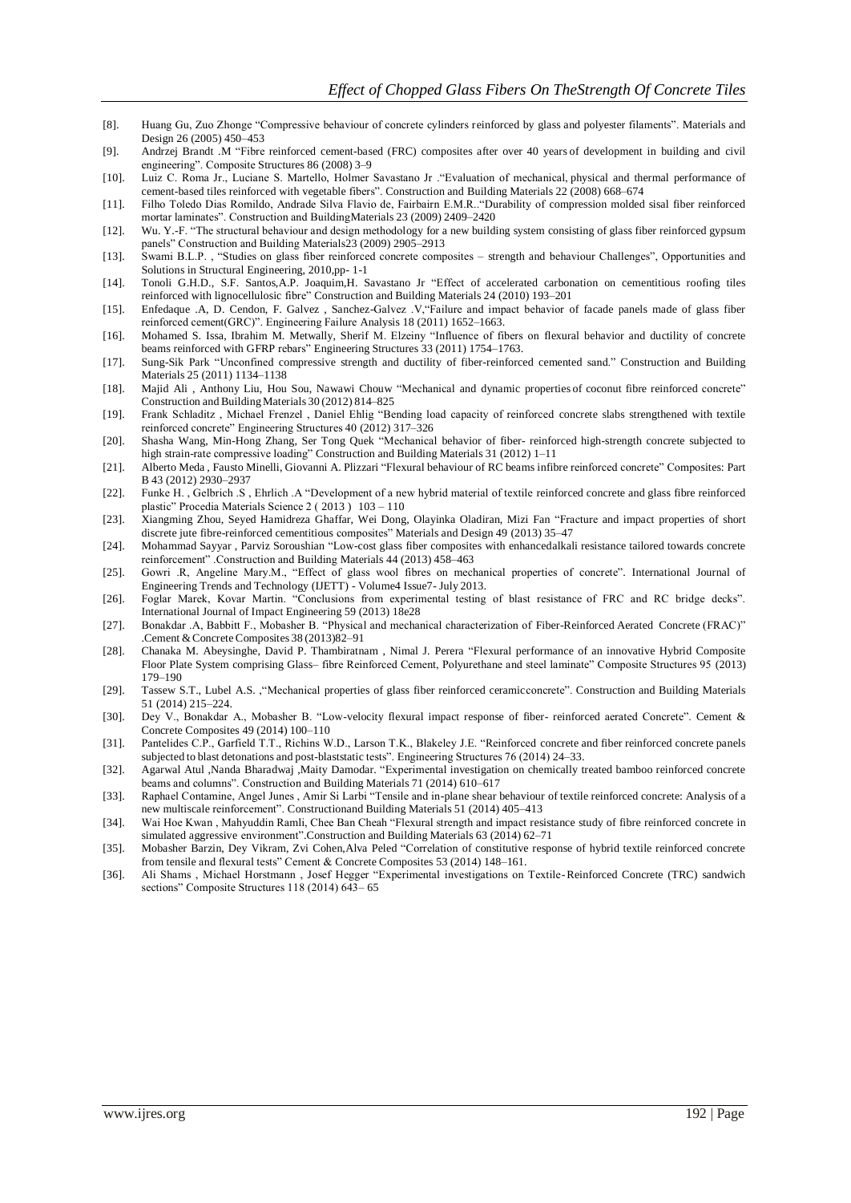[8]. Huang Gu, Zuo Zhonge "Compressive behaviour of concrete cylinders reinforced by glass and polyester filaments". Materials and Design 26 (2005) 450–453

[9]. Andrzej Brandt .M "Fibre reinforced cement-based (FRC) composites after over 40 years of development in building and civil engineering". Composite Structures 86 (2008) 3–9

[10]. Luiz C. Roma Jr., Luciane S. Martello, Holmer Savastano Jr ."Evaluation of mechanical, physical and thermal performance of cement-based tiles reinforced with vegetable fibers". Construction and Building Materials 22 (2008) 668–674

[11]. Filho Toledo Dias Romildo, Andrade Silva Flavio de, Fairbairn E.M.R.."Durability of compression molded sisal fiber reinforced mortar laminates". Construction and BuildingMaterials 23 (2009) 2409–2420

[12]. Wu. Y.-F. "The structural behaviour and design methodology for a new building system consisting of glass fiber reinforced gypsum panels" Construction and Building Materials23 (2009) 2905–2913

[13]. Swami B.L.P. , "Studies on glass fiber reinforced concrete composites – strength and behaviour Challenges", Opportunities and Solutions in Structural Engineering, 2010,pp- 1-1

[14]. Tonoli G.H.D., S.F. Santos,A.P. Joaquim,H. Savastano Jr "Effect of accelerated carbonation on cementitious roofing tiles reinforced with lignocellulosic fibre" Construction and Building Materials 24 (2010) 193–201

[15]. Enfedaque .A, D. Cendon, F. Galvez , Sanchez-Galvez .V,"Failure and impact behavior of facade panels made of glass fiber reinforced cement(GRC)". Engineering Failure Analysis 18 (2011) 1652–1663.

[16]. Mohamed S. Issa, Ibrahim M. Metwally, Sherif M. Elzeiny "Influence of fibers on flexural behavior and ductility of concrete beams reinforced with GFRP rebars" Engineering Structures 33 (2011) 1754–1763.

[17]. Sung-Sik Park "Unconfined compressive strength and ductility of fiber-reinforced cemented sand." Construction and Building Materials 25 (2011) 1134–1138

[18]. Majid Ali , Anthony Liu, Hou Sou, Nawawi Chouw "Mechanical and dynamic properties of coconut fibre reinforced concrete" Construction and Building Materials 30 (2012) 814–825

[19]. Frank Schladitz , Michael Frenzel , Daniel Ehlig "Bending load capacity of reinforced concrete slabs strengthened with textile reinforced concrete" Engineering Structures 40 (2012) 317–326

[20]. Shasha Wang, Min-Hong Zhang, Ser Tong Quek "Mechanical behavior of fiber- reinforced high-strength concrete subjected to high strain-rate compressive loading" Construction and Building Materials 31 (2012) 1–11

[21]. Alberto Meda , Fausto Minelli, Giovanni A. Plizzari "Flexural behaviour of RC beams infibre reinforced concrete" Composites: Part B 43 (2012) 2930–2937

[22]. Funke H. , Gelbrich .S , Ehrlich .A "Development of a new hybrid material of textile reinforced concrete and glass fibre reinforced plastic" Procedia Materials Science 2 ( 2013 ) 103 – 110

[23]. Xiangming Zhou, Seyed Hamidreza Ghaffar, Wei Dong, Olayinka Oladiran, Mizi Fan "Fracture and impact properties of short discrete jute fibre-reinforced cementitious composites" Materials and Design 49 (2013) 35–47

[24]. Mohammad Sayyar , Parviz Soroushian "Low-cost glass fiber composites with enhancedalkali resistance tailored towards concrete reinforcement" .Construction and Building Materials 44 (2013) 458–463

[25]. Gowri .R, Angeline Mary.M., "Effect of glass wool fibres on mechanical properties of concrete". International Journal of Engineering Trends and Technology (IJETT) - Volume4 Issue7- July 2013.

[26]. Foglar Marek, Kovar Martin. "Conclusions from experimental testing of blast resistance of FRC and RC bridge decks". International Journal of Impact Engineering 59 (2013) 18e28

[27]. Bonakdar .A, Babbitt F., Mobasher B. "Physical and mechanical characterization of Fiber-Reinforced Aerated Concrete (FRAC)" .Cement & Concrete Composites 38 (2013)82–91

[28]. Chanaka M. Abeysinghe, David P. Thambiratnam , Nimal J. Perera "Flexural performance of an innovative Hybrid Composite Floor Plate System comprising Glass– fibre Reinforced Cement, Polyurethane and steel laminate" Composite Structures 95 (2013) 179–190

[29]. Tassew S.T., Lubel A.S. ,"Mechanical properties of glass fiber reinforced ceramicconcrete". Construction and Building Materials 51 (2014) 215–224.

[30]. Dey V., Bonakdar A., Mobasher B. "Low-velocity flexural impact response of fiber- reinforced aerated Concrete". Cement & Concrete Composites 49 (2014) 100–110

[31]. Pantelides C.P., Garfield T.T., Richins W.D., Larson T.K., Blakeley J.E. "Reinforced concrete and fiber reinforced concrete panels subjected to blast detonations and post-blaststatic tests". Engineering Structures 76 (2014) 24–33.

[32]. Agarwal Atul ,Nanda Bharadwaj ,Maity Damodar. "Experimental investigation on chemically treated bamboo reinforced concrete beams and columns". Construction and Building Materials 71 (2014) 610–617

[33]. Raphael Contamine, Angel Junes , Amir Si Larbi "Tensile and in-plane shear behaviour of textile reinforced concrete: Analysis of a new multiscale reinforcement". Constructionand Building Materials 51 (2014) 405–413

[34]. Wai Hoe Kwan , Mahyuddin Ramli, Chee Ban Cheah "Flexural strength and impact resistance study of fibre reinforced concrete in simulated aggressive environment".Construction and Building Materials 63 (2014) 62–71

[35]. Mobasher Barzin, Dey Vikram, Zvi Cohen,Alva Peled "Correlation of constitutive response of hybrid textile reinforced concrete from tensile and flexural tests" Cement & Concrete Composites 53 (2014) 148–161.

[36]. Ali Shams , Michael Horstmann , Josef Hegger "Experimental investigations on Textile-Reinforced Concrete (TRC) sandwich sections" Composite Structures 118 (2014) 643– 65